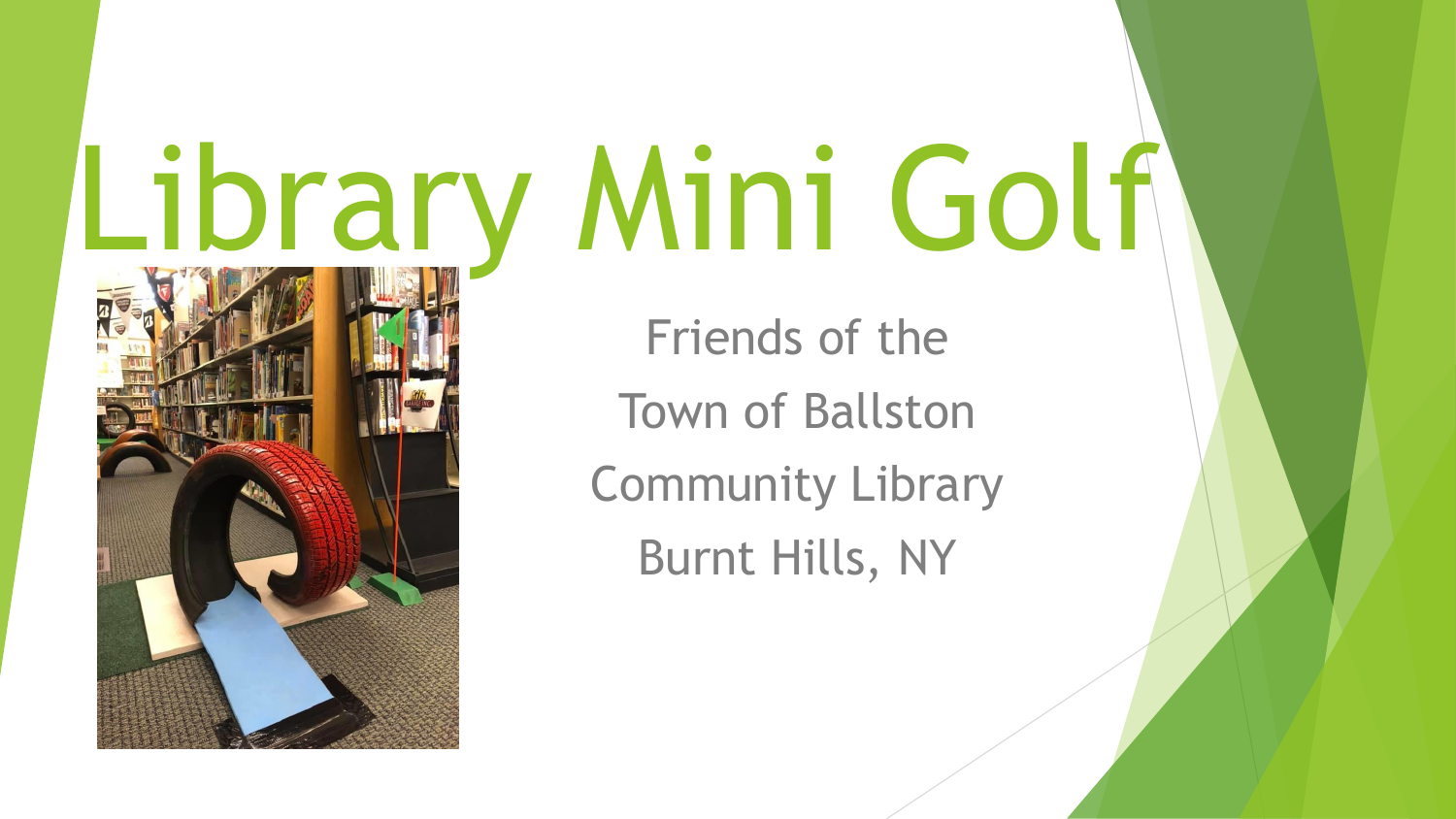# Library Mini Golf

Friends of the
Town of Ballston
Community Library
Burnt Hills, NY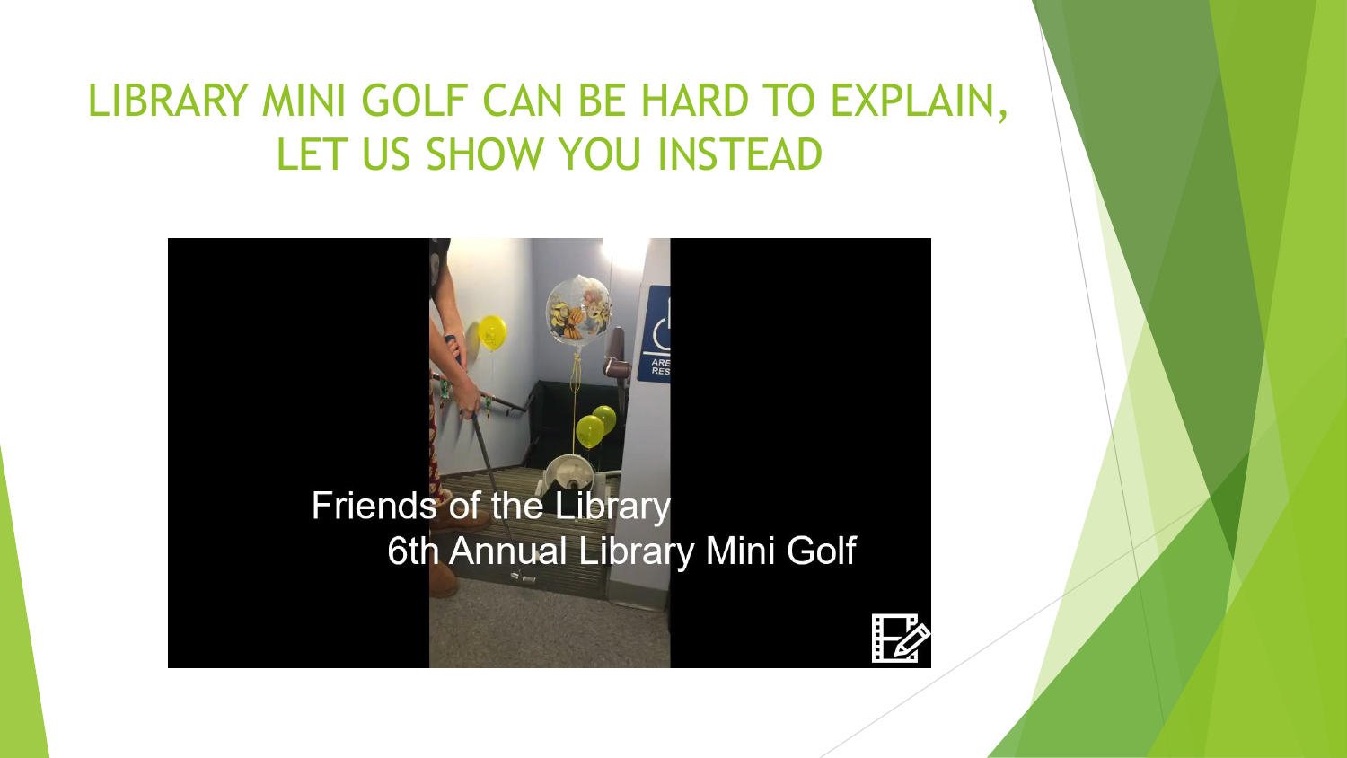# LIBRARY MINI GOLF CAN BE HARD TO EXPLAIN, LET US SHOW YOU INSTEAD

Friends of the Library
6th Annual Library Mini Golf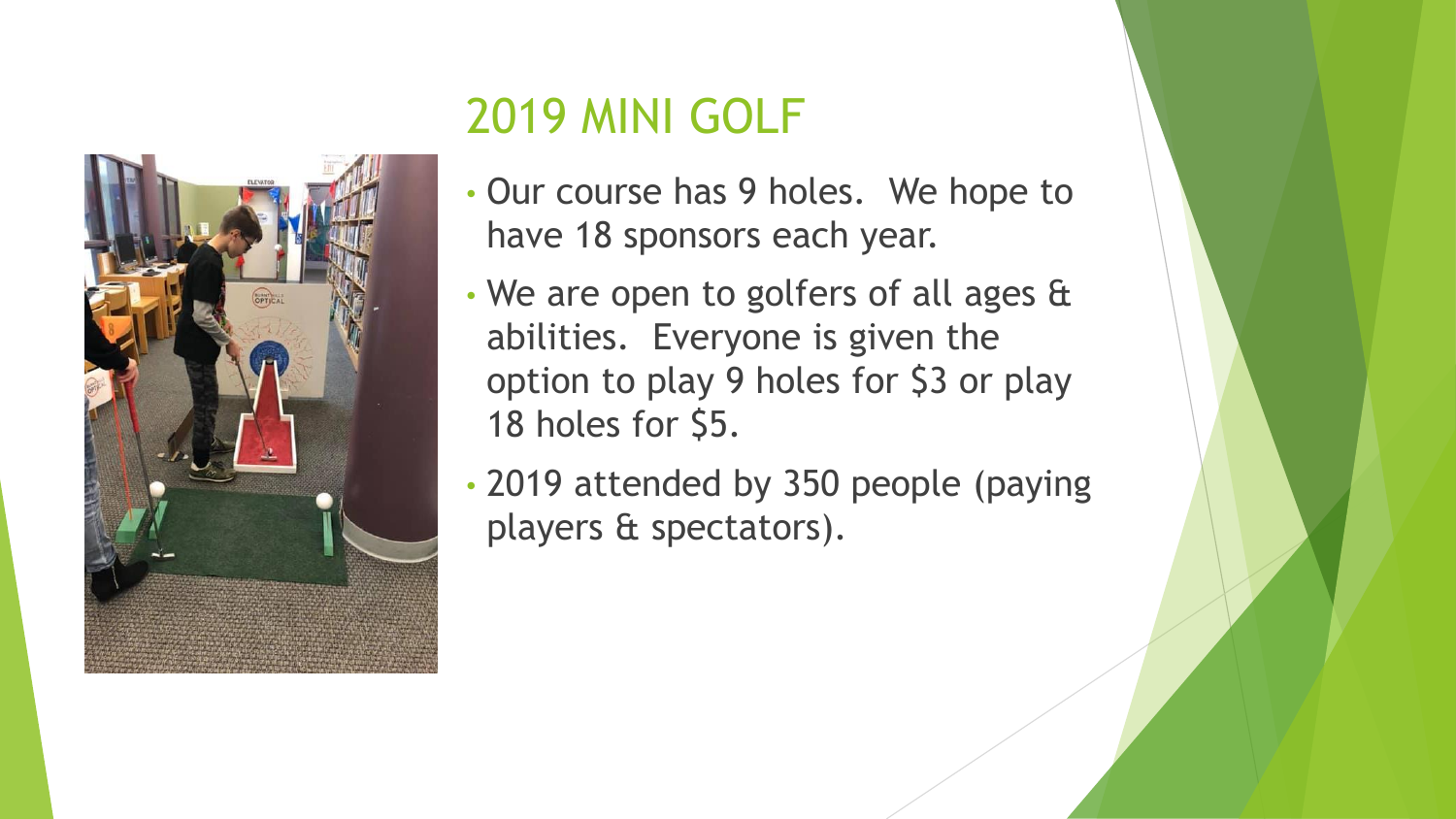# 2019 MINI GOLF

- Our course has 9 holes. We hope to have 18 sponsors each year.
- We are open to golfers of all ages & abilities. Everyone is given the option to play 9 holes for $3 or play 18 holes for $5.
- 2019 attended by 350 people (paying players & spectators).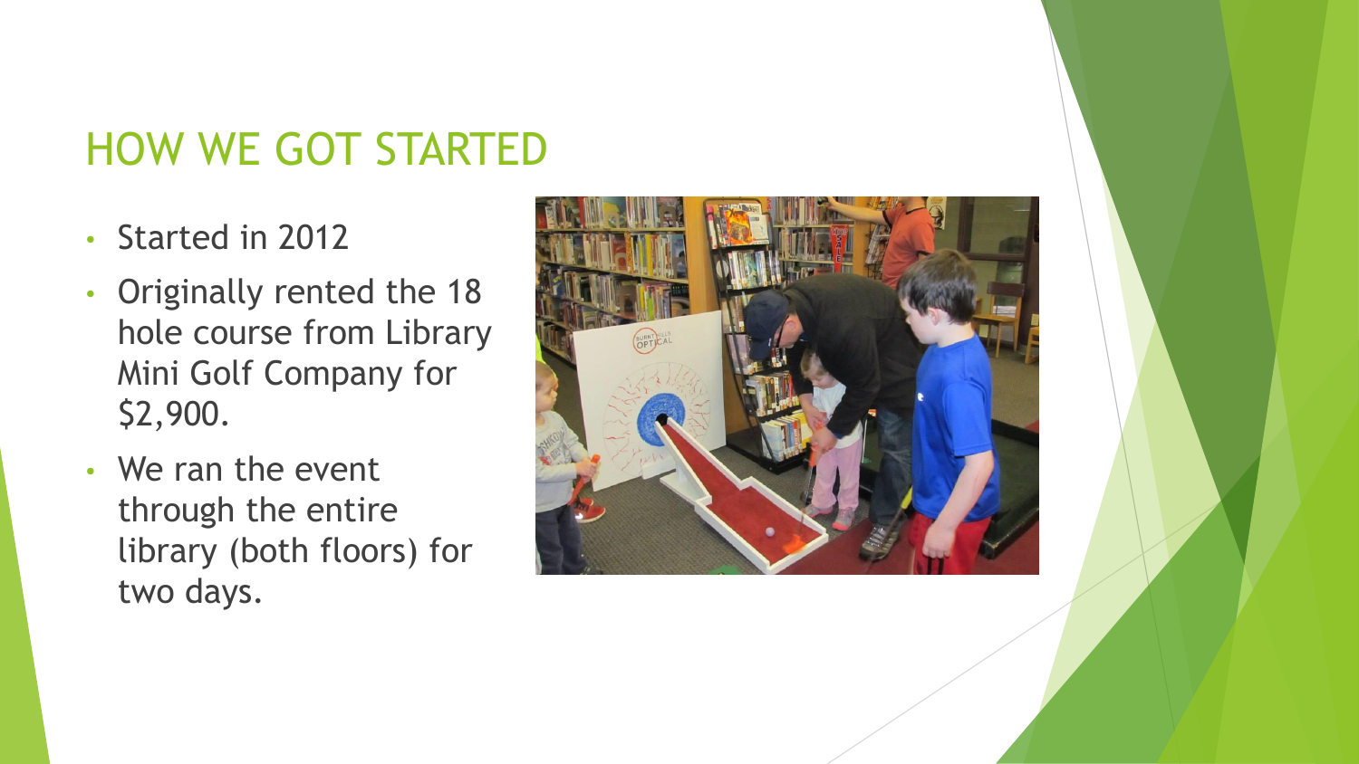# HOW WE GOT STARTED

- Started in 2012
- Originally rented the 18 hole course from Library Mini Golf Company for $2,900.
- We ran the event through the entire library (both floors) for two days.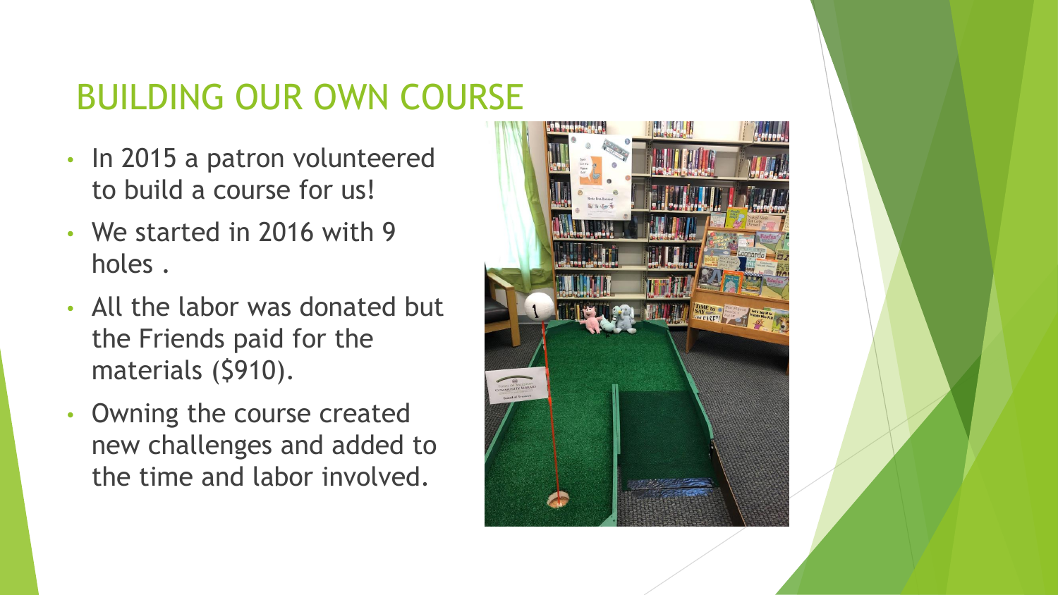# BUILDING OUR OWN COURSE

- In 2015 a patron volunteered to build a course for us!
- We started in 2016 with 9 holes .
- All the labor was donated but the Friends paid for the materials ($910).
- Owning the course created new challenges and added to the time and labor involved.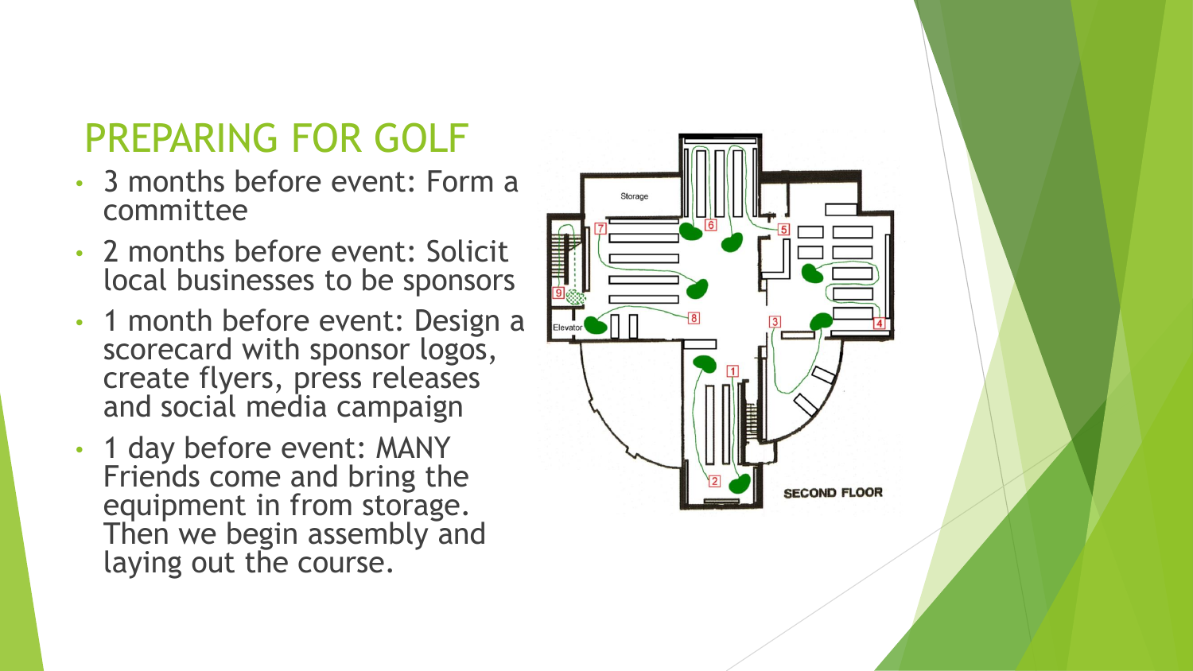# PREPARING FOR GOLF

- 3 months before event: Form a committee
- 2 months before event: Solicit local businesses to be sponsors
- 1 month before event: Design a scorecard with sponsor logos, create flyers, press releases and social media campaign
- 1 day before event: MANY Friends come and bring the equipment in from storage. Then we begin assembly and laying out the course.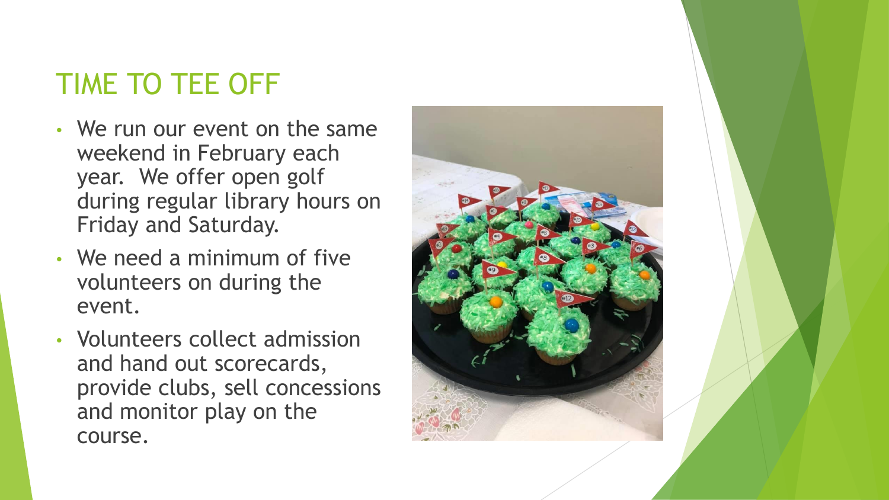# TIME TO TEE OFF

- We run our event on the same weekend in February each year. We offer open golf during regular library hours on Friday and Saturday.
- We need a minimum of five volunteers on during the event.
- Volunteers collect admission and hand out scorecards, provide clubs, sell concessions and monitor play on the course.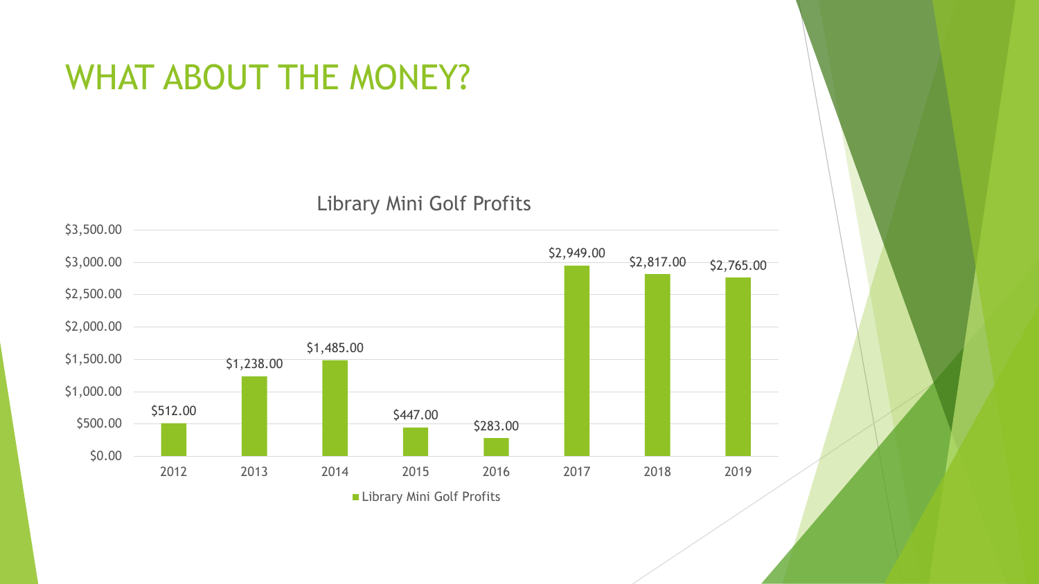# WHAT ABOUT THE MONEY?

**Library Mini Golf Profits**

| Year | Library Mini Golf Profits |
|---|---|
| 2012 | $512.00 |
| 2013 | $1,238.00 |
| 2014 | $1,485.00 |
| 2015 | $447.00 |
| 2016 | $283.00 |
| 2017 | $2,949.00 |
| 2018 | $2,817.00 |
| 2019 | $2,765.00 |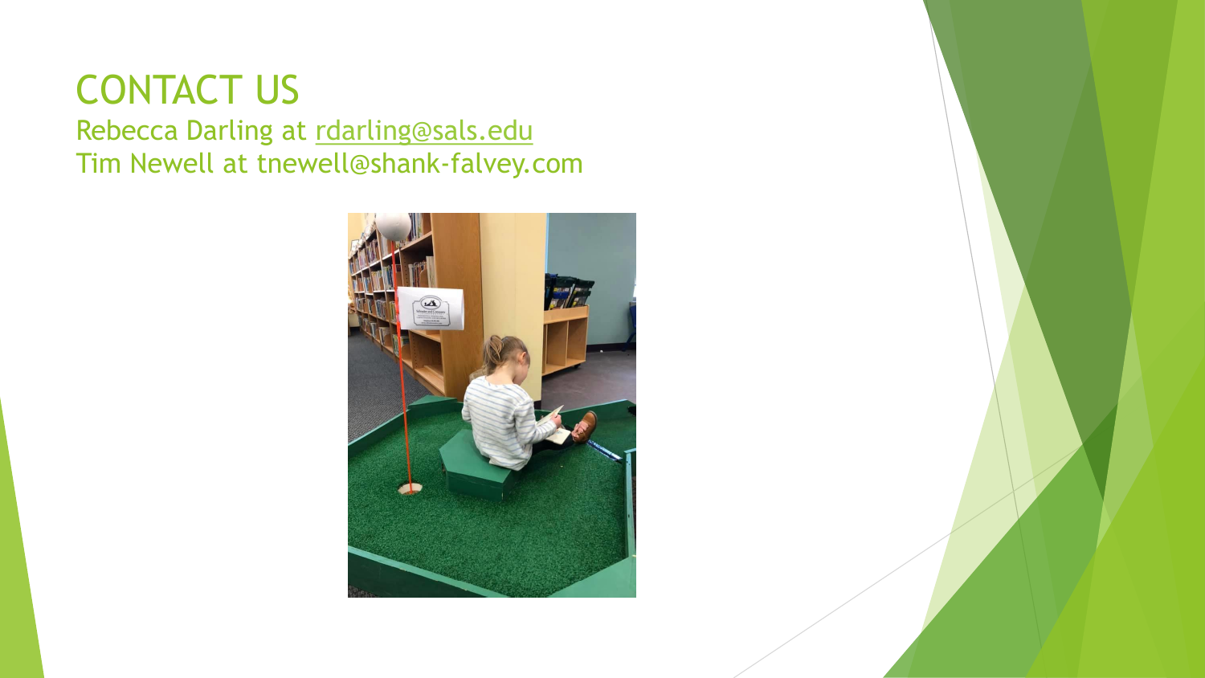# CONTACT US

Rebecca Darling at rdarling@sals.edu
Tim Newell at tnewell@shank-falvey.com